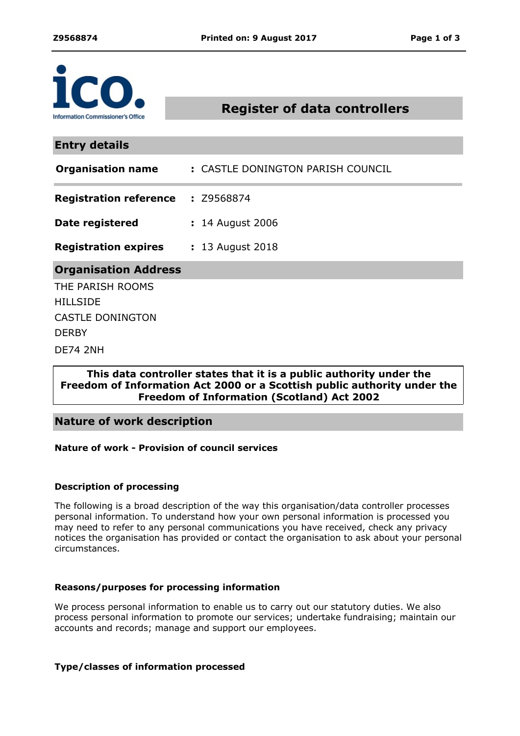# Register of data controllers

## Entry details

| | |
|---|---|
| **Organisation name** | : CASTLE DONINGTON PARISH COUNCIL |
| **Registration reference** | : Z9568874 |
| **Date registered** | : 14 August 2006 |
| **Registration expires** | : 13 August 2018 |

## Organisation Address

THE PARISH ROOMS
HILLSIDE
CASTLE DONINGTON
DERBY
DE74 2NH

**This data controller states that it is a public authority under the Freedom of Information Act 2000 or a Scottish public authority under the Freedom of Information (Scotland) Act 2002**

## Nature of work description

**Nature of work - Provision of council services**

**Description of processing**

The following is a broad description of the way this organisation/data controller processes personal information. To understand how your own personal information is processed you may need to refer to any personal communications you have received, check any privacy notices the organisation has provided or contact the organisation to ask about your personal circumstances.

**Reasons/purposes for processing information**

We process personal information to enable us to carry out our statutory duties. We also process personal information to promote our services; undertake fundraising; maintain our accounts and records; manage and support our employees.

**Type/classes of information processed**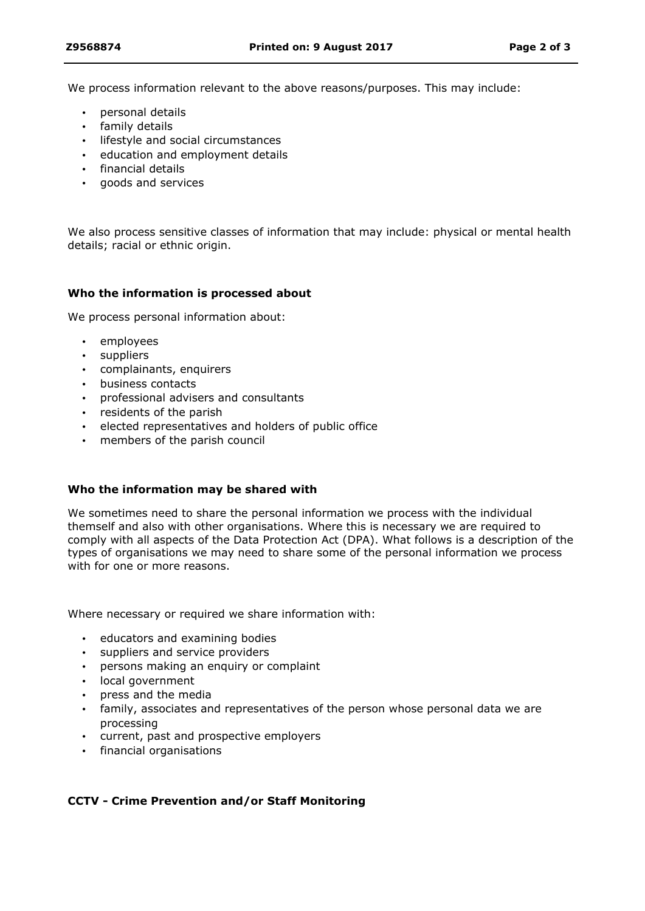We process information relevant to the above reasons/purposes. This may include:

- personal details
- family details
- lifestyle and social circumstances
- education and employment details
- financial details
- goods and services

We also process sensitive classes of information that may include: physical or mental health details; racial or ethnic origin.

### Who the information is processed about

We process personal information about:

- employees
- suppliers
- complainants, enquirers
- business contacts
- professional advisers and consultants
- residents of the parish
- elected representatives and holders of public office
- members of the parish council

### Who the information may be shared with

We sometimes need to share the personal information we process with the individual themself and also with other organisations. Where this is necessary we are required to comply with all aspects of the Data Protection Act (DPA). What follows is a description of the types of organisations we may need to share some of the personal information we process with for one or more reasons.

Where necessary or required we share information with:

- educators and examining bodies
- suppliers and service providers
- persons making an enquiry or complaint
- local government
- press and the media
- family, associates and representatives of the person whose personal data we are processing
- current, past and prospective employers
- financial organisations

### CCTV - Crime Prevention and/or Staff Monitoring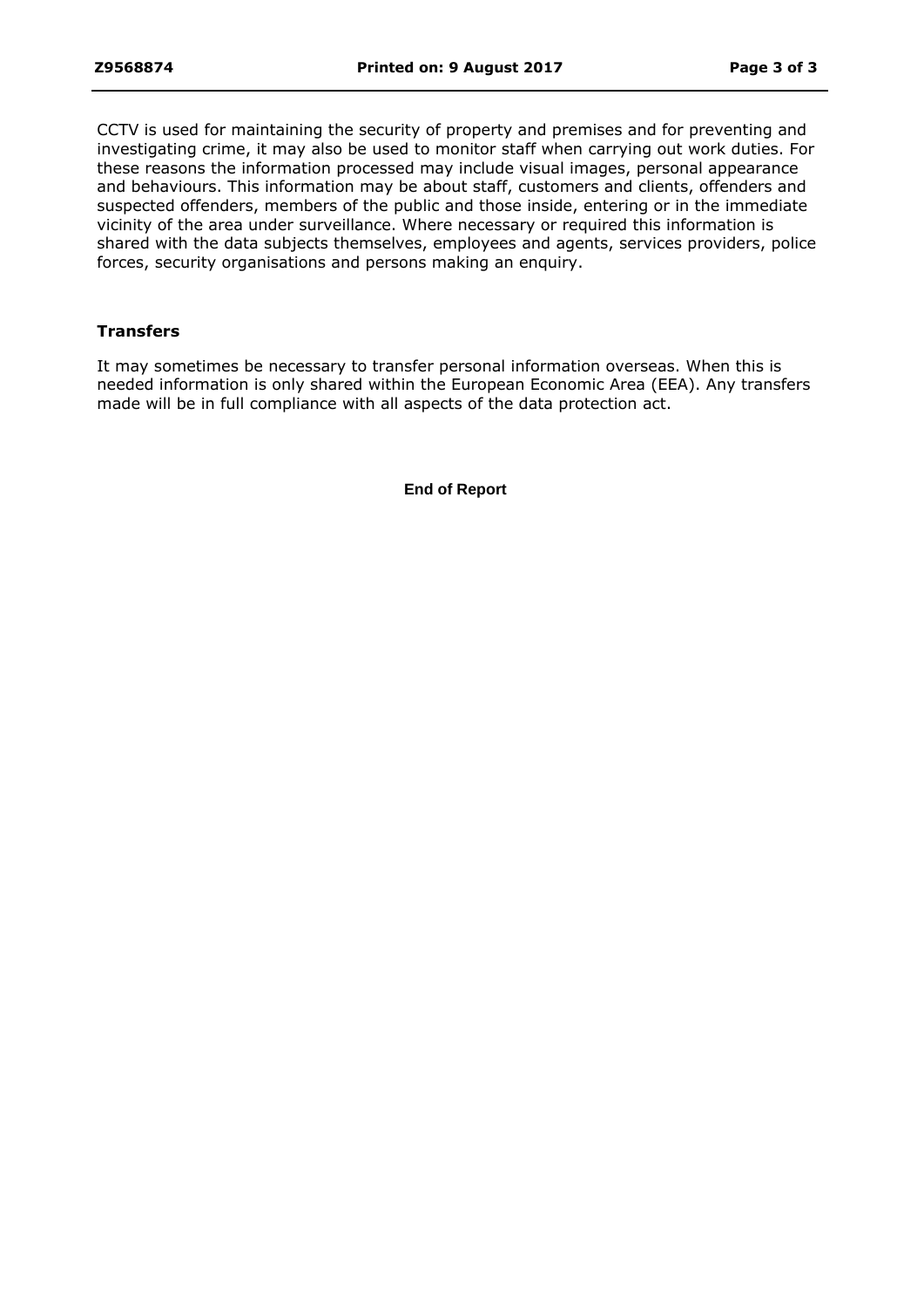CCTV is used for maintaining the security of property and premises and for preventing and investigating crime, it may also be used to monitor staff when carrying out work duties. For these reasons the information processed may include visual images, personal appearance and behaviours. This information may be about staff, customers and clients, offenders and suspected offenders, members of the public and those inside, entering or in the immediate vicinity of the area under surveillance. Where necessary or required this information is shared with the data subjects themselves, employees and agents, services providers, police forces, security organisations and persons making an enquiry.

**Transfers**

It may sometimes be necessary to transfer personal information overseas. When this is needed information is only shared within the European Economic Area (EEA). Any transfers made will be in full compliance with all aspects of the data protection act.

**End of Report**